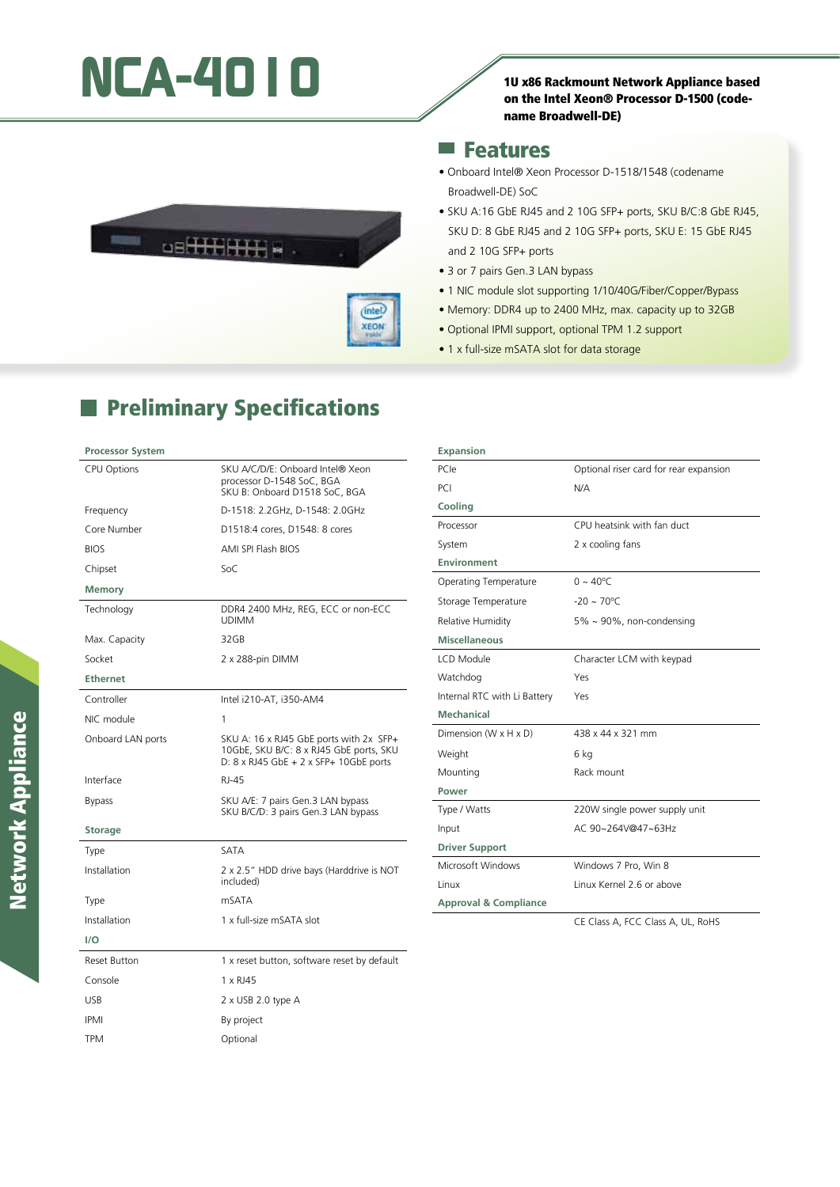# NCA-4010

**1U x86 Rackmount Network Appliance based on the Intel Xeon® Processor D-1500 (code-name Broadwell-DE)**

## Features

- Onboard Intel® Xeon Processor D-1518/1548 (codename Broadwell-DE) SoC
- SKU A:16 GbE RJ45 and 2 10G SFP+ ports, SKU B/C:8 GbE RJ45, SKU D: 8 GbE RJ45 and 2 10G SFP+ ports, SKU E: 15 GbE RJ45 and 2 10G SFP+ ports
- 3 or 7 pairs Gen.3 LAN bypass
- 1 NIC module slot supporting 1/10/40G/Fiber/Copper/Bypass
- Memory: DDR4 up to 2400 MHz, max. capacity up to 32GB
- Optional IPMI support, optional TPM 1.2 support
- 1 x full-size mSATA slot for data storage

## Preliminary Specifications

| **Processor System** | |
|---|---|
| CPU Options | SKU A/C/D/E: Onboard Intel® Xeon processor D-1548 SoC, BGA<br>SKU B: Onboard D1518 SoC, BGA |
| Frequency | D-1518: 2.2GHz, D-1548: 2.0GHz |
| Core Number | D1518:4 cores, D1548: 8 cores |
| BIOS | AMI SPI Flash BIOS |
| Chipset | SoC |
| **Memory** | |
| Technology | DDR4 2400 MHz, REG, ECC or non-ECC UDIMM |
| Max. Capacity | 32GB |
| Socket | 2 x 288-pin DIMM |
| **Ethernet** | |
| Controller | Intel i210-AT, i350-AM4 |
| NIC module | 1 |
| Onboard LAN ports | SKU A: 16 x RJ45 GbE ports with 2x SFP+ 10GbE, SKU B/C: 8 x RJ45 GbE ports, SKU D: 8 x RJ45 GbE + 2 x SFP+ 10GbE ports |
| Interface | RJ-45 |
| Bypass | SKU A/E: 7 pairs Gen.3 LAN bypass<br>SKU B/C/D: 3 pairs Gen.3 LAN bypass |
| **Storage** | |
| Type | SATA |
| Installation | 2 x 2.5" HDD drive bays (Harddrive is NOT included) |
| Type | mSATA |
| Installation | 1 x full-size mSATA slot |
| **I/O** | |
| Reset Button | 1 x reset button, software reset by default |
| Console | 1 x RJ45 |
| USB | 2 x USB 2.0 type A |
| IPMI | By project |
| TPM | Optional |

| **Expansion** | |
|---|---|
| PCIe | Optional riser card for rear expansion |
| PCI | N/A |
| **Cooling** | |
| Processor | CPU heatsink with fan duct |
| System | 2 x cooling fans |
| **Environment** | |
| Operating Temperature | 0 ~ 40°C |
| Storage Temperature | -20 ~ 70°C |
| Relative Humidity | 5% ~ 90%, non-condensing |
| **Miscellaneous** | |
| LCD Module | Character LCM with keypad |
| Watchdog | Yes |
| Internal RTC with Li Battery | Yes |
| **Mechanical** | |
| Dimension (W x H x D) | 438 x 44 x 321 mm |
| Weight | 6 kg |
| Mounting | Rack mount |
| **Power** | |
| Type / Watts | 220W single power supply unit |
| Input | AC 90~264V@47~63Hz |
| **Driver Support** | |
| Microsoft Windows | Windows 7 Pro, Win 8 |
| Linux | Linux Kernel 2.6 or above |
| **Approval & Compliance** | |
| | CE Class A, FCC Class A, UL, RoHS |

Network Appliance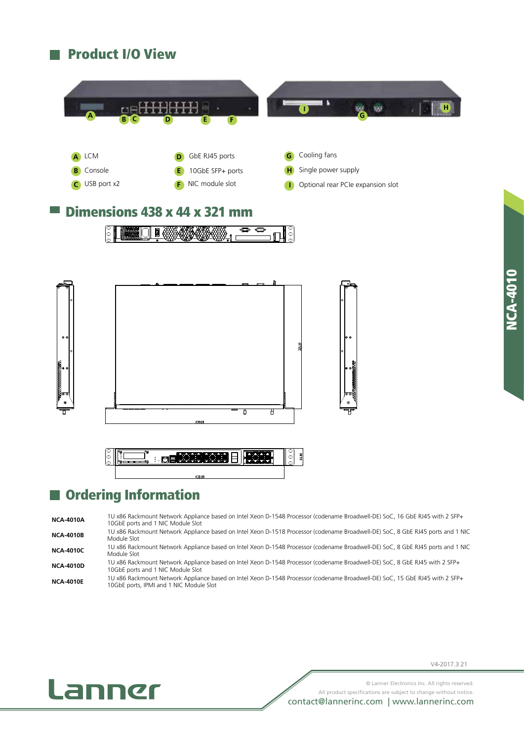## Product I/O View

- **A** LCM
- **B** Console
- **C** USB port x2
- **D** GbE RJ45 ports
- **E** 10GbE SFP+ ports
- **F** NIC module slot
- **G** Cooling fans
- **H** Single power supply
- **I** Optional rear PCIe expansion slot

## Dimensions 438 x 44 x 321 mm

321.00

490.00

438.00

44.00

## Ordering Information

| | |
|---|---|
| **NCA-4010A** | 1U x86 Rackmount Network Appliance based on Intel Xeon D-1548 Processor (codename Broadwell-DE) SoC, 16 GbE RJ45 with 2 SFP+ 10GbE ports and 1 NIC Module Slot |
| **NCA-4010B** | 1U x86 Rackmount Network Appliance based on Intel Xeon D-1518 Processor (codename Broadwell-DE) SoC, 8 GbE RJ45 ports and 1 NIC Module Slot |
| **NCA-4010C** | 1U x86 Rackmount Network Appliance based on Intel Xeon D-1548 Processor (codename Broadwell-DE) SoC, 8 GbE RJ45 ports and 1 NIC Module Slot |
| **NCA-4010D** | 1U x86 Rackmount Network Appliance based on Intel Xeon D-1548 Processor (codename Broadwell-DE) SoC, 8 GbE RJ45 with 2 SFP+ 10GbE ports and 1 NIC Module Slot |
| **NCA-4010E** | 1U x86 Rackmount Network Appliance based on Intel Xeon D-1548 Processor (codename Broadwell-DE) SoC, 15 GbE RJ45 with 2 SFP+ 10GbE ports, IPMI and 1 NIC Module Slot |

V4-2017.3.21

© Lanner Electronics Inc. All rights reserved.
All product specifications are subject to change without notice.
contact@lannerinc.com | www.lannerinc.com